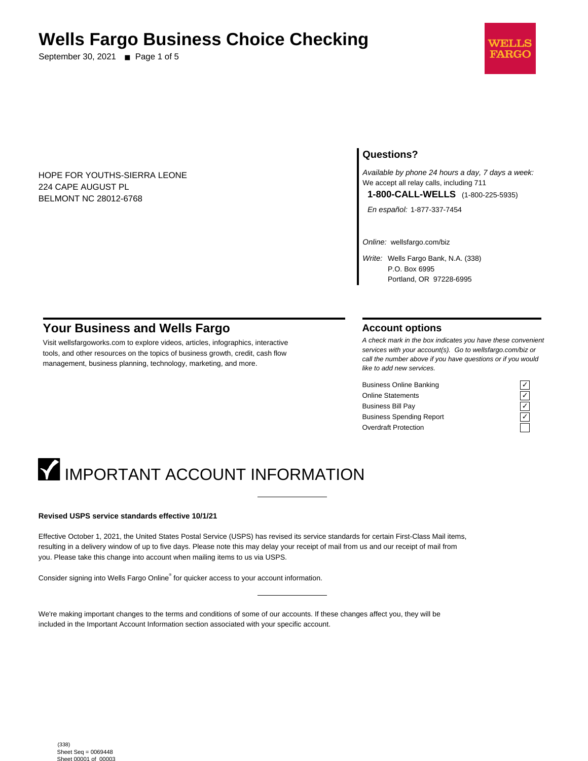# Wells Fargo Business Choice Checking

September 30, 2021

HOPE FOR YOUTHS-SIERRA LEONE
224 CAPE AUGUST PL
BELMONT NC 28012-6768

## Questions?

*Available by phone 24 hours a day, 7 days a week:*
We accept all relay calls, including 711

**1-800-CALL-WELLS** (1-800-225-5935)

*En español:* 1-877-337-7454

*Online:* wellsfargo.com/biz

*Write:* Wells Fargo Bank, N.A. (338)
P.O. Box 6995
Portland, OR 97228-6995

## Your Business and Wells Fargo

Visit wellsfargoworks.com to explore videos, articles, infographics, interactive tools, and other resources on the topics of business growth, credit, cash flow management, business planning, technology, marketing, and more.

## Account options

*A check mark in the box indicates you have these convenient services with your account(s). Go to wellsfargo.com/biz or call the number above if you have questions or if you would like to add new services.*

| Service | |
|---|---|
| Business Online Banking | ✓ |
| Online Statements | ✓ |
| Business Bill Pay | ✓ |
| Business Spending Report | ✓ |
| Overdraft Protection | |

# IMPORTANT ACCOUNT INFORMATION

**Revised USPS service standards effective 10/1/21**

Effective October 1, 2021, the United States Postal Service (USPS) has revised its service standards for certain First-Class Mail items, resulting in a delivery window of up to five days. Please note this may delay your receipt of mail from us and our receipt of mail from you. Please take this change into account when mailing items to us via USPS.

Consider signing into Wells Fargo Online® for quicker access to your account information.

We're making important changes to the terms and conditions of some of our accounts. If these changes affect you, they will be included in the Important Account Information section associated with your specific account.

(338)
Sheet Seq = 0069448
Sheet 00001 of 00003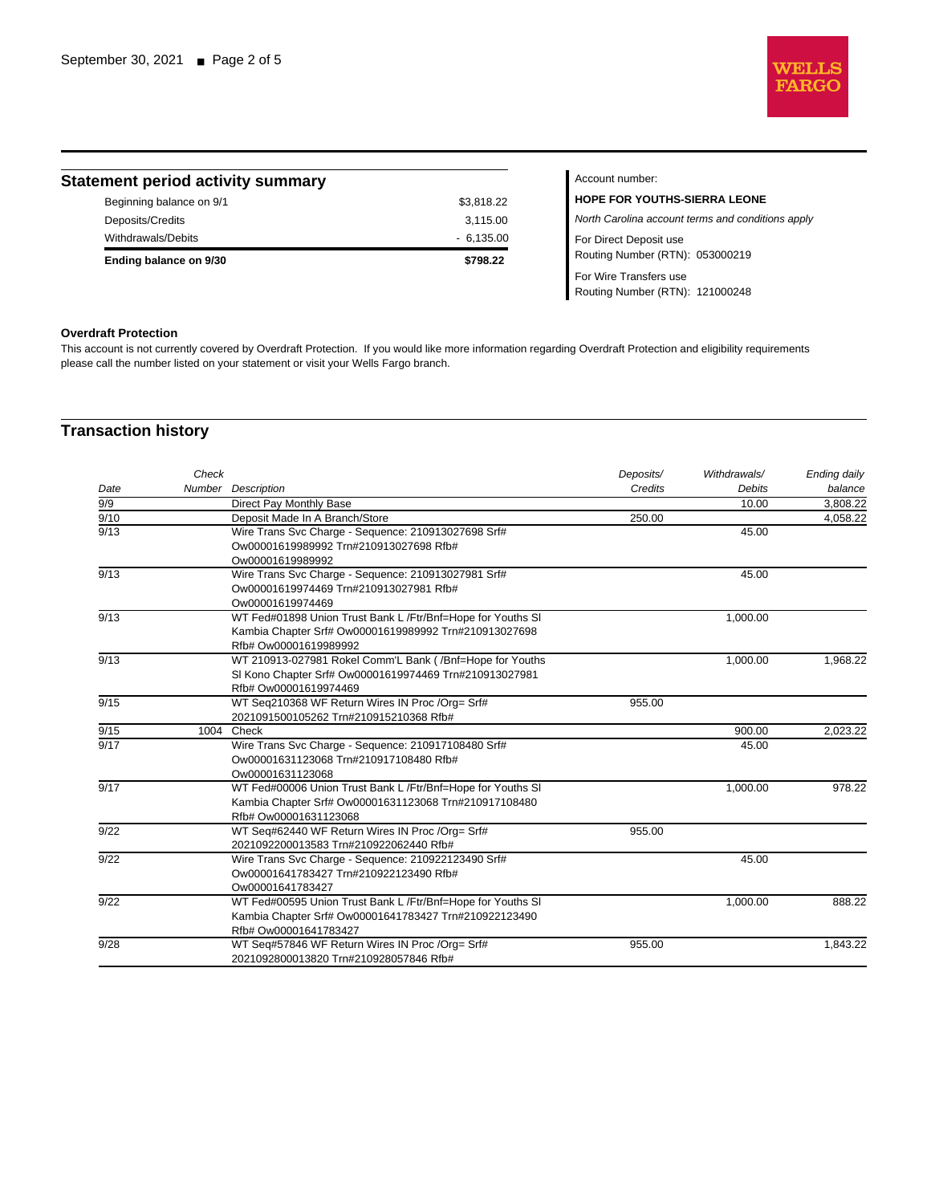## Statement period activity summary

| | |
|---|---|
| Beginning balance on 9/1 | $3,818.22 |
| Deposits/Credits | 3,115.00 |
| Withdrawals/Debits | - 6,135.00 |
| **Ending balance on 9/30** | **$798.22** |

Account number:

**HOPE FOR YOUTHS-SIERRA LEONE**

*North Carolina account terms and conditions apply*

For Direct Deposit use
Routing Number (RTN): 053000219

For Wire Transfers use
Routing Number (RTN): 121000248

**Overdraft Protection**

This account is not currently covered by Overdraft Protection. If you would like more information regarding Overdraft Protection and eligibility requirements please call the number listed on your statement or visit your Wells Fargo branch.

## Transaction history

| Date | Check Number | Description | Deposits/ Credits | Withdrawals/ Debits | Ending daily balance |
|---|---|---|---|---|---|
| 9/9 | | Direct Pay Monthly Base | | 10.00 | 3,808.22 |
| 9/10 | | Deposit Made In A Branch/Store | 250.00 | | 4,058.22 |
| 9/13 | | Wire Trans Svc Charge - Sequence: 210913027698 Srf# Ow00001619989992 Trn#210913027698 Rfb# Ow00001619989992 | | 45.00 | |
| 9/13 | | Wire Trans Svc Charge - Sequence: 210913027981 Srf# Ow00001619974469 Trn#210913027981 Rfb# Ow00001619974469 | | 45.00 | |
| 9/13 | | WT Fed#01898 Union Trust Bank L /Ftr/Bnf=Hope for Youths Sl Kambia Chapter Srf# Ow00001619989992 Trn#210913027698 Rfb# Ow00001619989992 | | 1,000.00 | |
| 9/13 | | WT 210913-027981 Rokel Comm'L Bank ( /Bnf=Hope for Youths Sl Kono Chapter Srf# Ow00001619974469 Trn#210913027981 Rfb# Ow00001619974469 | | 1,000.00 | 1,968.22 |
| 9/15 | | WT Seq210368 WF Return Wires IN Proc /Org= Srf# 2021091500105262 Trn#210915210368 Rfb# | 955.00 | | |
| 9/15 | 1004 | Check | | 900.00 | 2,023.22 |
| 9/17 | | Wire Trans Svc Charge - Sequence: 210917108480 Srf# Ow00001631123068 Trn#210917108480 Rfb# Ow00001631123068 | | 45.00 | |
| 9/17 | | WT Fed#00006 Union Trust Bank L /Ftr/Bnf=Hope for Youths Sl Kambia Chapter Srf# Ow00001631123068 Trn#210917108480 Rfb# Ow00001631123068 | | 1,000.00 | 978.22 |
| 9/22 | | WT Seq#62440 WF Return Wires IN Proc /Org= Srf# 2021092200013583 Trn#210922062440 Rfb# | 955.00 | | |
| 9/22 | | Wire Trans Svc Charge - Sequence: 210922123490 Srf# Ow00001641783427 Trn#210922123490 Rfb# Ow00001641783427 | | 45.00 | |
| 9/22 | | WT Fed#00595 Union Trust Bank L /Ftr/Bnf=Hope for Youths Sl Kambia Chapter Srf# Ow00001641783427 Trn#210922123490 Rfb# Ow00001641783427 | | 1,000.00 | 888.22 |
| 9/28 | | WT Seq#57846 WF Return Wires IN Proc /Org= Srf# 2021092800013820 Trn#210928057846 Rfb# | 955.00 | | 1,843.22 |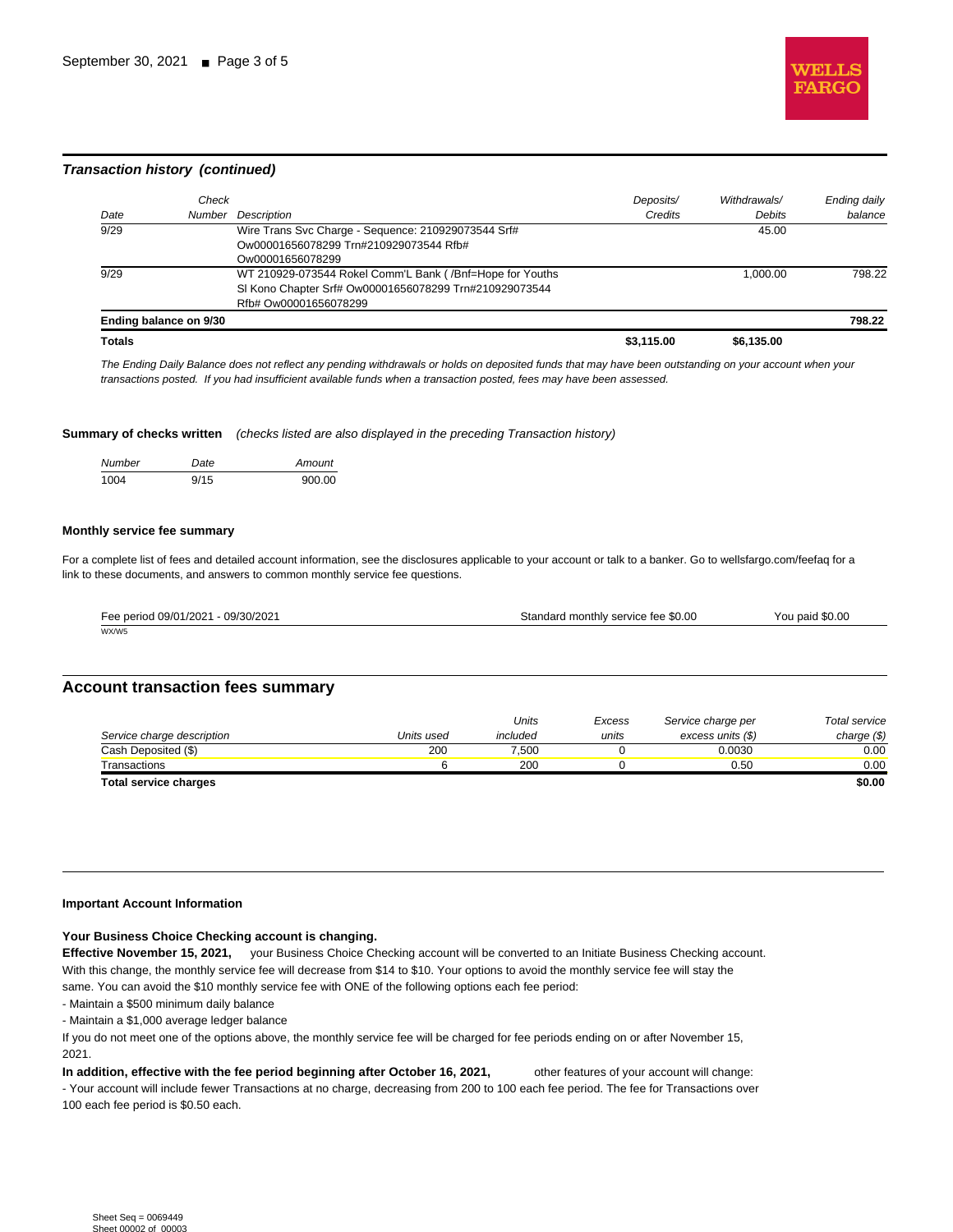### *Transaction history (continued)*

| Date | Check Number | Description | Deposits/ Credits | Withdrawals/ Debits | Ending daily balance |
|---|---|---|---|---|---|
| 9/29 | | Wire Trans Svc Charge - Sequence: 210929073544 Srf# Ow00001656078299 Trn#210929073544 Rfb# Ow00001656078299 | | 45.00 | |
| 9/29 | | WT 210929-073544 Rokel Comm'L Bank ( /Bnf=Hope for Youths Sl Kono Chapter Srf# Ow00001656078299 Trn#210929073544 Rfb# Ow00001656078299 | | 1,000.00 | 798.22 |
| **Ending balance on 9/30** | | | | | **798.22** |
| **Totals** | | | **$3,115.00** | **$6,135.00** | |

*The Ending Daily Balance does not reflect any pending withdrawals or holds on deposited funds that may have been outstanding on your account when your transactions posted. If you had insufficient available funds when a transaction posted, fees may have been assessed.*

**Summary of checks written** *(checks listed are also displayed in the preceding Transaction history)*

| Number | Date | Amount |
|---|---|---|
| 1004 | 9/15 | 900.00 |

**Monthly service fee summary**

For a complete list of fees and detailed account information, see the disclosures applicable to your account or talk to a banker. Go to wellsfargo.com/feefaq for a link to these documents, and answers to common monthly service fee questions.

| Fee period 09/01/2021 - 09/30/2021 | Standard monthly service fee $0.00 | You paid $0.00 |
|---|---|---|

WX/W5

## Account transaction fees summary

| Service charge description | Units used | Units included | Excess units | Service charge per excess units ($) | Total service charge ($) |
|---|---|---|---|---|---|
| Cash Deposited ($) | 200 | 7,500 | 0 | 0.0030 | 0.00 |
| Transactions | 6 | 200 | 0 | 0.50 | 0.00 |
| **Total service charges** | | | | | **$0.00** |

**Important Account Information**

**Your Business Choice Checking account is changing.**
**Effective November 15, 2021,** your Business Choice Checking account will be converted to an Initiate Business Checking account. With this change, the monthly service fee will decrease from $14 to $10. Your options to avoid the monthly service fee will stay the same. You can avoid the $10 monthly service fee with ONE of the following options each fee period:

- Maintain a $500 minimum daily balance
- Maintain a $1,000 average ledger balance

If you do not meet one of the options above, the monthly service fee will be charged for fee periods ending on or after November 15, 2021.

**In addition, effective with the fee period beginning after October 16, 2021,** other features of your account will change:

- Your account will include fewer Transactions at no charge, decreasing from 200 to 100 each fee period. The fee for Transactions over 100 each fee period is $0.50 each.

Sheet Seq = 0069449
Sheet 00002 of 00003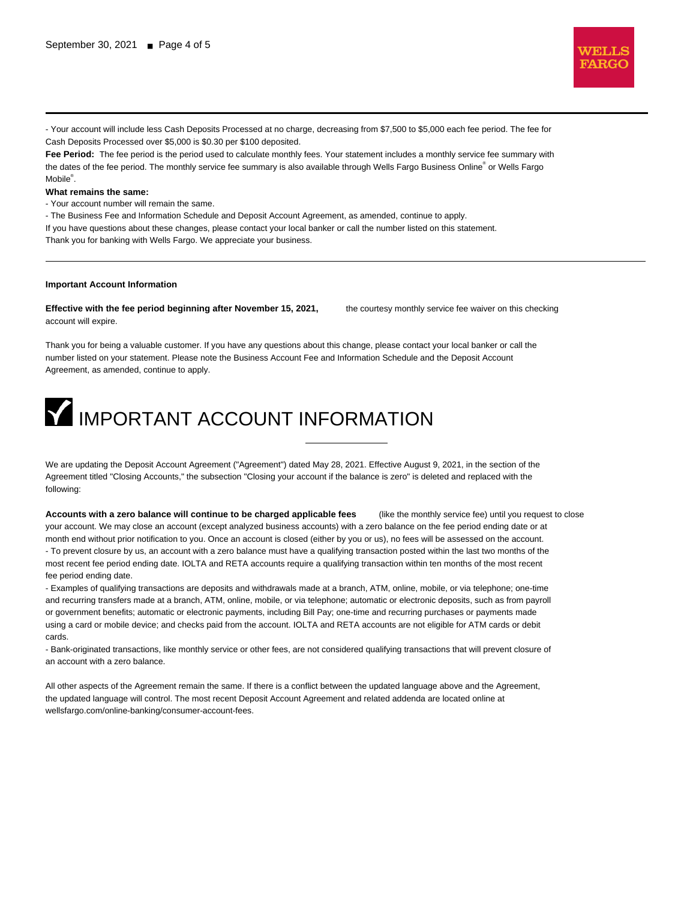- Your account will include less Cash Deposits Processed at no charge, decreasing from $7,500 to $5,000 each fee period. The fee for Cash Deposits Processed over $5,000 is $0.30 per $100 deposited.

**Fee Period:** The fee period is the period used to calculate monthly fees. Your statement includes a monthly service fee summary with the dates of the fee period. The monthly service fee summary is also available through Wells Fargo Business Online® or Wells Fargo Mobile®.

**What remains the same:**

- Your account number will remain the same.
- The Business Fee and Information Schedule and Deposit Account Agreement, as amended, continue to apply.

If you have questions about these changes, please contact your local banker or call the number listed on this statement.

Thank you for banking with Wells Fargo. We appreciate your business.

---

**Important Account Information**

**Effective with the fee period beginning after November 15, 2021,** the courtesy monthly service fee waiver on this checking account will expire.

Thank you for being a valuable customer. If you have any questions about this change, please contact your local banker or call the number listed on your statement. Please note the Business Account Fee and Information Schedule and the Deposit Account Agreement, as amended, continue to apply.

# IMPORTANT ACCOUNT INFORMATION

We are updating the Deposit Account Agreement ("Agreement") dated May 28, 2021. Effective August 9, 2021, in the section of the Agreement titled "Closing Accounts," the subsection "Closing your account if the balance is zero" is deleted and replaced with the following:

**Accounts with a zero balance will continue to be charged applicable fees** (like the monthly service fee) until you request to close your account. We may close an account (except analyzed business accounts) with a zero balance on the fee period ending date or at month end without prior notification to you. Once an account is closed (either by you or us), no fees will be assessed on the account.

- To prevent closure by us, an account with a zero balance must have a qualifying transaction posted within the last two months of the most recent fee period ending date. IOLTA and RETA accounts require a qualifying transaction within ten months of the most recent fee period ending date.
- Examples of qualifying transactions are deposits and withdrawals made at a branch, ATM, online, mobile, or via telephone; one-time and recurring transfers made at a branch, ATM, online, mobile, or via telephone; automatic or electronic deposits, such as from payroll or government benefits; automatic or electronic payments, including Bill Pay; one-time and recurring purchases or payments made using a card or mobile device; and checks paid from the account. IOLTA and RETA accounts are not eligible for ATM cards or debit cards.
- Bank-originated transactions, like monthly service or other fees, are not considered qualifying transactions that will prevent closure of an account with a zero balance.

All other aspects of the Agreement remain the same. If there is a conflict between the updated language above and the Agreement, the updated language will control. The most recent Deposit Account Agreement and related addenda are located online at wellsfargo.com/online-banking/consumer-account-fees.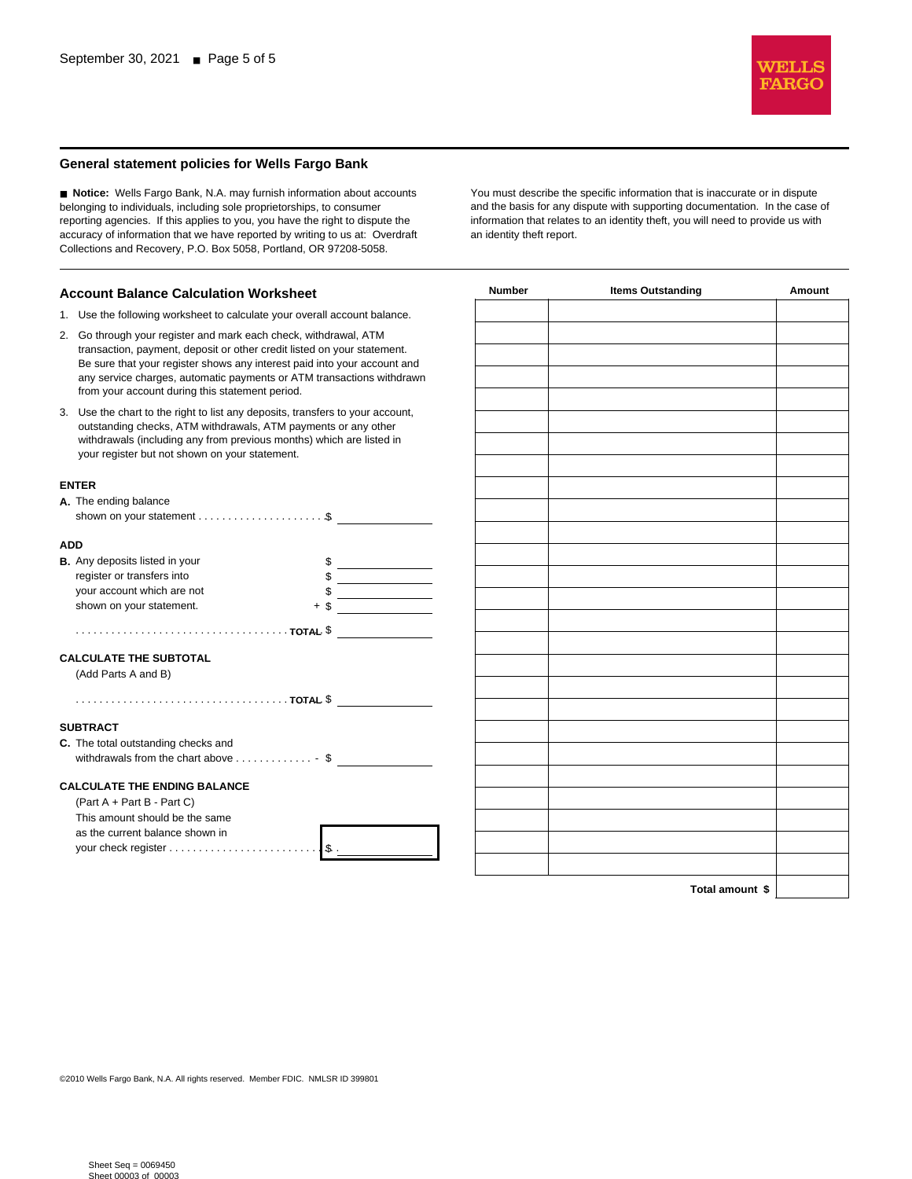## General statement policies for Wells Fargo Bank

■ **Notice:** Wells Fargo Bank, N.A. may furnish information about accounts belonging to individuals, including sole proprietorships, to consumer reporting agencies. If this applies to you, you have the right to dispute the accuracy of information that we have reported by writing to us at: Overdraft Collections and Recovery, P.O. Box 5058, Portland, OR 97208-5058.

You must describe the specific information that is inaccurate or in dispute and the basis for any dispute with supporting documentation. In the case of information that relates to an identity theft, you will need to provide us with an identity theft report.

### Account Balance Calculation Worksheet

1. Use the following worksheet to calculate your overall account balance.
2. Go through your register and mark each check, withdrawal, ATM transaction, payment, deposit or other credit listed on your statement. Be sure that your register shows any interest paid into your account and any service charges, automatic payments or ATM transactions withdrawn from your account during this statement period.
3. Use the chart to the right to list any deposits, transfers to your account, outstanding checks, ATM withdrawals, ATM payments or any other withdrawals (including any from previous months) which are listed in your register but not shown on your statement.

**ENTER**

**A.** The ending balance shown on your statement . . . . . . . . . . . . . . . . . . . . . $ ____________

**ADD**

**B.** Any deposits listed in your register or transfers into your account which are not shown on your statement.

$ ____________
$ ____________
$ ____________
\+ $ ____________

. . . . . . . . . . . . . . . . . . . . . . . . . . . . . . . . . . . **TOTAL** $ ____________

**CALCULATE THE SUBTOTAL**

(Add Parts A and B)

. . . . . . . . . . . . . . . . . . . . . . . . . . . . . . . . . . . **TOTAL** $ ____________

**SUBTRACT**

**C.** The total outstanding checks and withdrawals from the chart above . . . . . . . . . . . . . - $ ____________

**CALCULATE THE ENDING BALANCE**

(Part A + Part B - Part C)
This amount should be the same as the current balance shown in your check register . . . . . . . . . . . . . . . . . . . . . . . . . $ ____________

| Number | Items Outstanding | Amount |
|---|---|---|
| | | |
| | | |
| | | |
| | | |
| | | |
| | | |
| | | |
| | | |
| | | |
| | | |
| | | |
| | | |
| | | |
| | | |
| | | |
| | | |
| | | |
| | | |
| | | |
| | | |
| | | |
| | | |
| | | |
| | | |
| | | |
| | | |
| | **Total amount $** | |

©2010 Wells Fargo Bank, N.A. All rights reserved. Member FDIC. NMLSR ID 399801

Sheet Seq = 0069450
Sheet 00003 of 00003